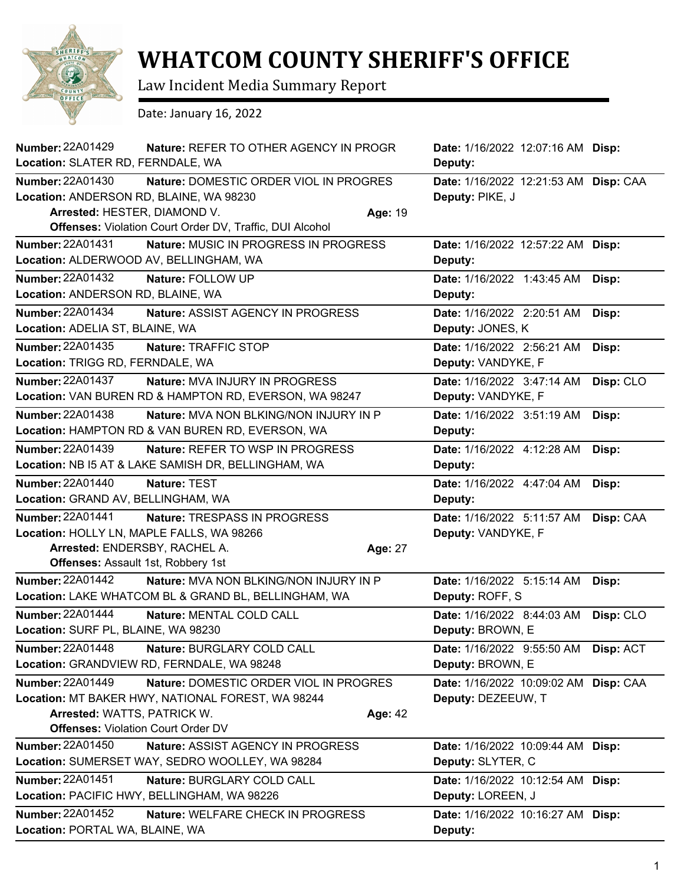# WHATCOM COUNTY SHERIFF'S OFFICE

Law Incident Media Summary Report

Date: January 16, 2022

**Number:** 22A01429 **Nature:** REFER TO OTHER AGENCY IN PROGR **Date:** 1/16/2022 12:07:16 AM **Disp:**
**Location:** SLATER RD, FERNDALE, WA **Deputy:**

---

**Number:** 22A01430 **Nature:** DOMESTIC ORDER VIOL IN PROGRES **Date:** 1/16/2022 12:21:53 AM **Disp:** CAA
**Location:** ANDERSON RD, BLAINE, WA 98230 **Deputy:** PIKE, J
**Arrested:** HESTER, DIAMOND V. **Age:** 19
**Offenses:** Violation Court Order DV, Traffic, DUI Alcohol

---

**Number:** 22A01431 **Nature:** MUSIC IN PROGRESS IN PROGRESS **Date:** 1/16/2022 12:57:22 AM **Disp:**
**Location:** ALDERWOOD AV, BELLINGHAM, WA **Deputy:**

---

**Number:** 22A01432 **Nature:** FOLLOW UP **Date:** 1/16/2022 1:43:45 AM **Disp:**
**Location:** ANDERSON RD, BLAINE, WA **Deputy:**

---

**Number:** 22A01434 **Nature:** ASSIST AGENCY IN PROGRESS **Date:** 1/16/2022 2:20:51 AM **Disp:**
**Location:** ADELIA ST, BLAINE, WA **Deputy:** JONES, K

---

**Number:** 22A01435 **Nature:** TRAFFIC STOP **Date:** 1/16/2022 2:56:21 AM **Disp:**
**Location:** TRIGG RD, FERNDALE, WA **Deputy:** VANDYKE, F

---

**Number:** 22A01437 **Nature:** MVA INJURY IN PROGRESS **Date:** 1/16/2022 3:47:14 AM **Disp:** CLO
**Location:** VAN BUREN RD & HAMPTON RD, EVERSON, WA 98247 **Deputy:** VANDYKE, F

---

**Number:** 22A01438 **Nature:** MVA NON BLKING/NON INJURY IN P **Date:** 1/16/2022 3:51:19 AM **Disp:**
**Location:** HAMPTON RD & VAN BUREN RD, EVERSON, WA **Deputy:**

---

**Number:** 22A01439 **Nature:** REFER TO WSP IN PROGRESS **Date:** 1/16/2022 4:12:28 AM **Disp:**
**Location:** NB I5 AT & LAKE SAMISH DR, BELLINGHAM, WA **Deputy:**

---

**Number:** 22A01440 **Nature:** TEST **Date:** 1/16/2022 4:47:04 AM **Disp:**
**Location:** GRAND AV, BELLINGHAM, WA **Deputy:**

---

**Number:** 22A01441 **Nature:** TRESPASS IN PROGRESS **Date:** 1/16/2022 5:11:57 AM **Disp:** CAA
**Location:** HOLLY LN, MAPLE FALLS, WA 98266 **Deputy:** VANDYKE, F
**Arrested:** ENDERSBY, RACHEL A. **Age:** 27
**Offenses:** Assault 1st, Robbery 1st

---

**Number:** 22A01442 **Nature:** MVA NON BLKING/NON INJURY IN P **Date:** 1/16/2022 5:15:14 AM **Disp:**
**Location:** LAKE WHATCOM BL & GRAND BL, BELLINGHAM, WA **Deputy:** ROFF, S

---

**Number:** 22A01444 **Nature:** MENTAL COLD CALL **Date:** 1/16/2022 8:44:03 AM **Disp:** CLO
**Location:** SURF PL, BLAINE, WA 98230 **Deputy:** BROWN, E

---

**Number:** 22A01448 **Nature:** BURGLARY COLD CALL **Date:** 1/16/2022 9:55:50 AM **Disp:** ACT
**Location:** GRANDVIEW RD, FERNDALE, WA 98248 **Deputy:** BROWN, E

---

**Number:** 22A01449 **Nature:** DOMESTIC ORDER VIOL IN PROGRES **Date:** 1/16/2022 10:09:02 AM **Disp:** CAA
**Location:** MT BAKER HWY, NATIONAL FOREST, WA 98244 **Deputy:** DEZEEUW, T
**Arrested:** WATTS, PATRICK W. **Age:** 42
**Offenses:** Violation Court Order DV

---

**Number:** 22A01450 **Nature:** ASSIST AGENCY IN PROGRESS **Date:** 1/16/2022 10:09:44 AM **Disp:**
**Location:** SUMERSET WAY, SEDRO WOOLLEY, WA 98284 **Deputy:** SLYTER, C

---

**Number:** 22A01451 **Nature:** BURGLARY COLD CALL **Date:** 1/16/2022 10:12:54 AM **Disp:**
**Location:** PACIFIC HWY, BELLINGHAM, WA 98226 **Deputy:** LOREEN, J

---

**Number:** 22A01452 **Nature:** WELFARE CHECK IN PROGRESS **Date:** 1/16/2022 10:16:27 AM **Disp:**
**Location:** PORTAL WA, BLAINE, WA **Deputy:**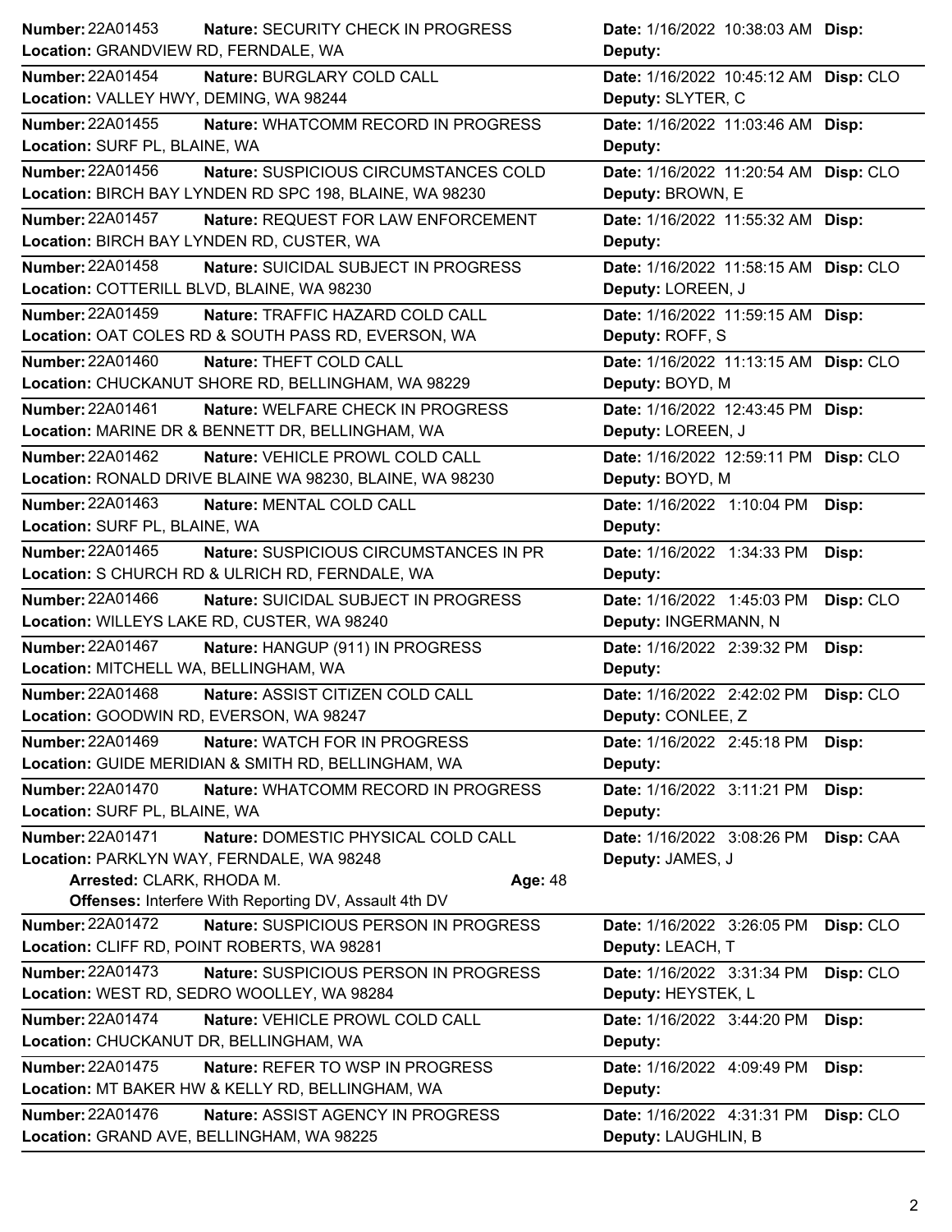**Number:** 22A01453 **Nature:** SECURITY CHECK IN PROGRESS **Date:** 1/16/2022 10:38:03 AM **Disp:**
**Location:** GRANDVIEW RD, FERNDALE, WA **Deputy:**

---

**Number:** 22A01454 **Nature:** BURGLARY COLD CALL **Date:** 1/16/2022 10:45:12 AM **Disp:** CLO
**Location:** VALLEY HWY, DEMING, WA 98244 **Deputy:** SLYTER, C

---

**Number:** 22A01455 **Nature:** WHATCOMM RECORD IN PROGRESS **Date:** 1/16/2022 11:03:46 AM **Disp:**
**Location:** SURF PL, BLAINE, WA **Deputy:**

---

**Number:** 22A01456 **Nature:** SUSPICIOUS CIRCUMSTANCES COLD **Date:** 1/16/2022 11:20:54 AM **Disp:** CLO
**Location:** BIRCH BAY LYNDEN RD SPC 198, BLAINE, WA 98230 **Deputy:** BROWN, E

---

**Number:** 22A01457 **Nature:** REQUEST FOR LAW ENFORCEMENT **Date:** 1/16/2022 11:55:32 AM **Disp:**
**Location:** BIRCH BAY LYNDEN RD, CUSTER, WA **Deputy:**

---

**Number:** 22A01458 **Nature:** SUICIDAL SUBJECT IN PROGRESS **Date:** 1/16/2022 11:58:15 AM **Disp:** CLO
**Location:** COTTERILL BLVD, BLAINE, WA 98230 **Deputy:** LOREEN, J

---

**Number:** 22A01459 **Nature:** TRAFFIC HAZARD COLD CALL **Date:** 1/16/2022 11:59:15 AM **Disp:**
**Location:** OAT COLES RD & SOUTH PASS RD, EVERSON, WA **Deputy:** ROFF, S

---

**Number:** 22A01460 **Nature:** THEFT COLD CALL **Date:** 1/16/2022 11:13:15 AM **Disp:** CLO
**Location:** CHUCKANUT SHORE RD, BELLINGHAM, WA 98229 **Deputy:** BOYD, M

---

**Number:** 22A01461 **Nature:** WELFARE CHECK IN PROGRESS **Date:** 1/16/2022 12:43:45 PM **Disp:**
**Location:** MARINE DR & BENNETT DR, BELLINGHAM, WA **Deputy:** LOREEN, J

---

**Number:** 22A01462 **Nature:** VEHICLE PROWL COLD CALL **Date:** 1/16/2022 12:59:11 PM **Disp:** CLO
**Location:** RONALD DRIVE BLAINE WA 98230, BLAINE, WA 98230 **Deputy:** BOYD, M

---

**Number:** 22A01463 **Nature:** MENTAL COLD CALL **Date:** 1/16/2022 1:10:04 PM **Disp:**
**Location:** SURF PL, BLAINE, WA **Deputy:**

---

**Number:** 22A01465 **Nature:** SUSPICIOUS CIRCUMSTANCES IN PR **Date:** 1/16/2022 1:34:33 PM **Disp:**
**Location:** S CHURCH RD & ULRICH RD, FERNDALE, WA **Deputy:**

---

**Number:** 22A01466 **Nature:** SUICIDAL SUBJECT IN PROGRESS **Date:** 1/16/2022 1:45:03 PM **Disp:** CLO
**Location:** WILLEYS LAKE RD, CUSTER, WA 98240 **Deputy:** INGERMANN, N

---

**Number:** 22A01467 **Nature:** HANGUP (911) IN PROGRESS **Date:** 1/16/2022 2:39:32 PM **Disp:**
**Location:** MITCHELL WA, BELLINGHAM, WA **Deputy:**

---

**Number:** 22A01468 **Nature:** ASSIST CITIZEN COLD CALL **Date:** 1/16/2022 2:42:02 PM **Disp:** CLO
**Location:** GOODWIN RD, EVERSON, WA 98247 **Deputy:** CONLEE, Z

---

**Number:** 22A01469 **Nature:** WATCH FOR IN PROGRESS **Date:** 1/16/2022 2:45:18 PM **Disp:**
**Location:** GUIDE MERIDIAN & SMITH RD, BELLINGHAM, WA **Deputy:**

---

**Number:** 22A01470 **Nature:** WHATCOMM RECORD IN PROGRESS **Date:** 1/16/2022 3:11:21 PM **Disp:**
**Location:** SURF PL, BLAINE, WA **Deputy:**

---

**Number:** 22A01471 **Nature:** DOMESTIC PHYSICAL COLD CALL **Date:** 1/16/2022 3:08:26 PM **Disp:** CAA
**Location:** PARKLYN WAY, FERNDALE, WA 98248 **Deputy:** JAMES, J
**Arrested:** CLARK, RHODA M. **Age:** 48
**Offenses:** Interfere With Reporting DV, Assault 4th DV

---

**Number:** 22A01472 **Nature:** SUSPICIOUS PERSON IN PROGRESS **Date:** 1/16/2022 3:26:05 PM **Disp:** CLO
**Location:** CLIFF RD, POINT ROBERTS, WA 98281 **Deputy:** LEACH, T

---

**Number:** 22A01473 **Nature:** SUSPICIOUS PERSON IN PROGRESS **Date:** 1/16/2022 3:31:34 PM **Disp:** CLO
**Location:** WEST RD, SEDRO WOOLLEY, WA 98284 **Deputy:** HEYSTEK, L

---

**Number:** 22A01474 **Nature:** VEHICLE PROWL COLD CALL **Date:** 1/16/2022 3:44:20 PM **Disp:**
**Location:** CHUCKANUT DR, BELLINGHAM, WA **Deputy:**

---

**Number:** 22A01475 **Nature:** REFER TO WSP IN PROGRESS **Date:** 1/16/2022 4:09:49 PM **Disp:**
**Location:** MT BAKER HW & KELLY RD, BELLINGHAM, WA **Deputy:**

---

**Number:** 22A01476 **Nature:** ASSIST AGENCY IN PROGRESS **Date:** 1/16/2022 4:31:31 PM **Disp:** CLO
**Location:** GRAND AVE, BELLINGHAM, WA 98225 **Deputy:** LAUGHLIN, B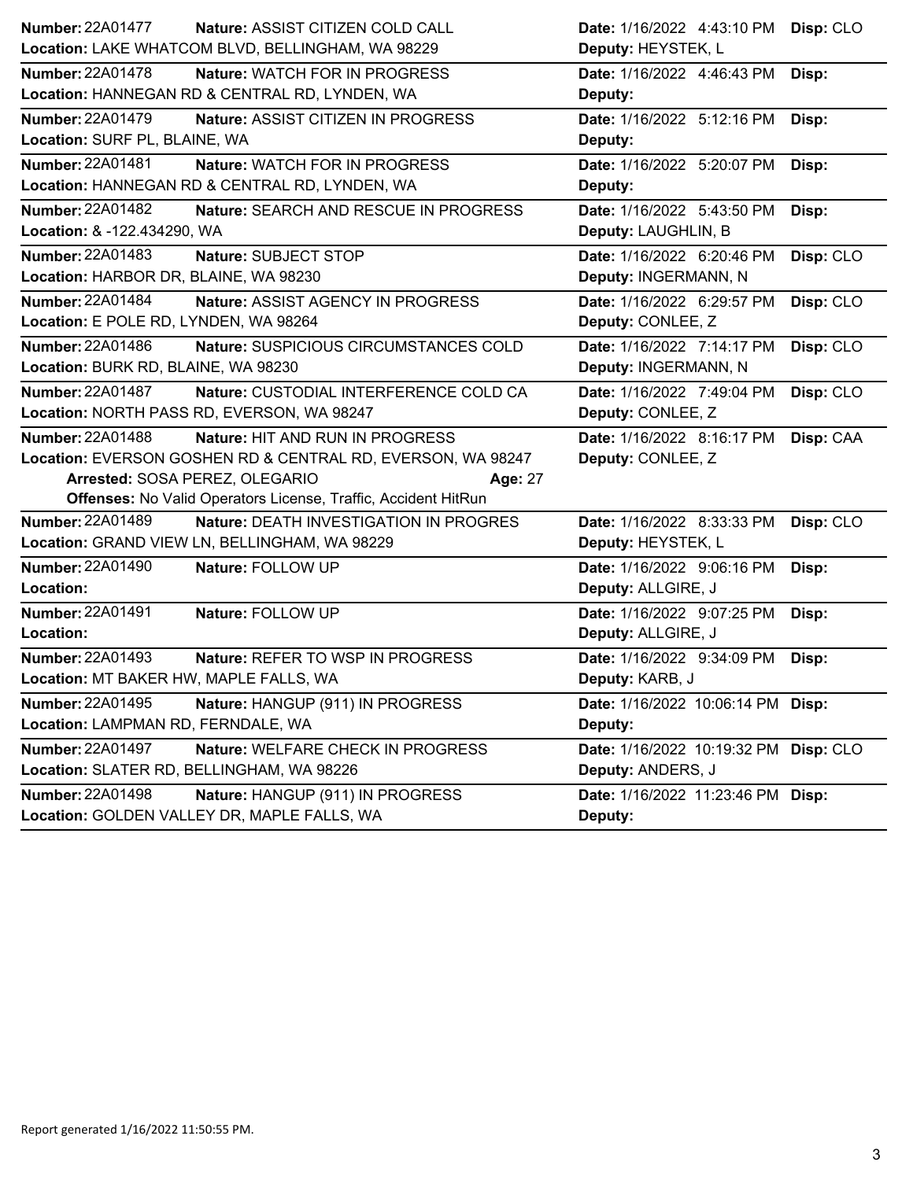**Number:** 22A01477 **Nature:** ASSIST CITIZEN COLD CALL **Date:** 1/16/2022 4:43:10 PM **Disp:** CLO
**Location:** LAKE WHATCOM BLVD, BELLINGHAM, WA 98229 **Deputy:** HEYSTEK, L

---

**Number:** 22A01478 **Nature:** WATCH FOR IN PROGRESS **Date:** 1/16/2022 4:46:43 PM **Disp:**
**Location:** HANNEGAN RD & CENTRAL RD, LYNDEN, WA **Deputy:**

---

**Number:** 22A01479 **Nature:** ASSIST CITIZEN IN PROGRESS **Date:** 1/16/2022 5:12:16 PM **Disp:**
**Location:** SURF PL, BLAINE, WA **Deputy:**

---

**Number:** 22A01481 **Nature:** WATCH FOR IN PROGRESS **Date:** 1/16/2022 5:20:07 PM **Disp:**
**Location:** HANNEGAN RD & CENTRAL RD, LYNDEN, WA **Deputy:**

---

**Number:** 22A01482 **Nature:** SEARCH AND RESCUE IN PROGRESS **Date:** 1/16/2022 5:43:50 PM **Disp:**
**Location:** & -122.434290, WA **Deputy:** LAUGHLIN, B

---

**Number:** 22A01483 **Nature:** SUBJECT STOP **Date:** 1/16/2022 6:20:46 PM **Disp:** CLO
**Location:** HARBOR DR, BLAINE, WA 98230 **Deputy:** INGERMANN, N

---

**Number:** 22A01484 **Nature:** ASSIST AGENCY IN PROGRESS **Date:** 1/16/2022 6:29:57 PM **Disp:** CLO
**Location:** E POLE RD, LYNDEN, WA 98264 **Deputy:** CONLEE, Z

---

**Number:** 22A01486 **Nature:** SUSPICIOUS CIRCUMSTANCES COLD **Date:** 1/16/2022 7:14:17 PM **Disp:** CLO
**Location:** BURK RD, BLAINE, WA 98230 **Deputy:** INGERMANN, N

---

**Number:** 22A01487 **Nature:** CUSTODIAL INTERFERENCE COLD CA **Date:** 1/16/2022 7:49:04 PM **Disp:** CLO
**Location:** NORTH PASS RD, EVERSON, WA 98247 **Deputy:** CONLEE, Z

---

**Number:** 22A01488 **Nature:** HIT AND RUN IN PROGRESS **Date:** 1/16/2022 8:16:17 PM **Disp:** CAA
**Location:** EVERSON GOSHEN RD & CENTRAL RD, EVERSON, WA 98247 **Deputy:** CONLEE, Z
**Arrested:** SOSA PEREZ, OLEGARIO **Age:** 27
**Offenses:** No Valid Operators License, Traffic, Accident HitRun

---

**Number:** 22A01489 **Nature:** DEATH INVESTIGATION IN PROGRES **Date:** 1/16/2022 8:33:33 PM **Disp:** CLO
**Location:** GRAND VIEW LN, BELLINGHAM, WA 98229 **Deputy:** HEYSTEK, L

---

**Number:** 22A01490 **Nature:** FOLLOW UP **Date:** 1/16/2022 9:06:16 PM **Disp:**
**Location:** **Deputy:** ALLGIRE, J

---

**Number:** 22A01491 **Nature:** FOLLOW UP **Date:** 1/16/2022 9:07:25 PM **Disp:**
**Location:** **Deputy:** ALLGIRE, J

---

**Number:** 22A01493 **Nature:** REFER TO WSP IN PROGRESS **Date:** 1/16/2022 9:34:09 PM **Disp:**
**Location:** MT BAKER HW, MAPLE FALLS, WA **Deputy:** KARB, J

---

**Number:** 22A01495 **Nature:** HANGUP (911) IN PROGRESS **Date:** 1/16/2022 10:06:14 PM **Disp:**
**Location:** LAMPMAN RD, FERNDALE, WA **Deputy:**

---

**Number:** 22A01497 **Nature:** WELFARE CHECK IN PROGRESS **Date:** 1/16/2022 10:19:32 PM **Disp:** CLO
**Location:** SLATER RD, BELLINGHAM, WA 98226 **Deputy:** ANDERS, J

---

**Number:** 22A01498 **Nature:** HANGUP (911) IN PROGRESS **Date:** 1/16/2022 11:23:46 PM **Disp:**
**Location:** GOLDEN VALLEY DR, MAPLE FALLS, WA **Deputy:**

---

Report generated 1/16/2022 11:50:55 PM.